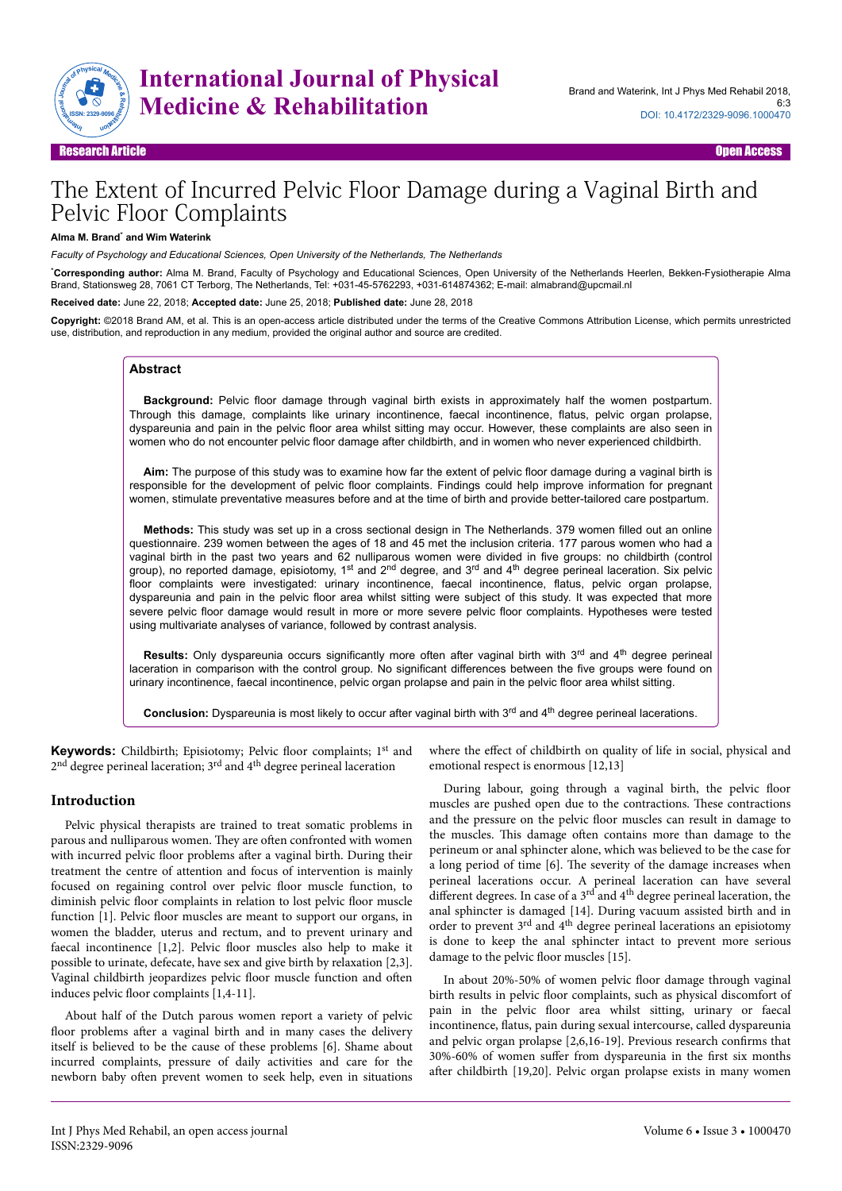# The Extent of Incurred Pelvic Floor Damage during a Vaginal Birth and Pelvic Floor Complaints

**Alma M. Brand\* and Wim Waterink**

*Faculty of Psychology and Educational Sciences, Open University of the Netherlands, The Netherlands*

\***Corresponding author:** Alma M. Brand, Faculty of Psychology and Educational Sciences, Open University of the Netherlands Heerlen, Bekken-Fysiotherapie Alma Brand, Stationsweg 28, 7061 CT Terborg, The Netherlands, Tel: +031-45-5762293, +031-614874362; E-mail: almabrand@upcmail.nl

**Received date:** June 22, 2018; **Accepted date:** June 25, 2018; **Published date:** June 28, 2018

**Copyright:** ©2018 Brand AM, et al. This is an open-access article distributed under the terms of the Creative Commons Attribution License, which permits unrestricted use, distribution, and reproduction in any medium, provided the original author and source are credited.

## Abstract

**Background:** Pelvic floor damage through vaginal birth exists in approximately half the women postpartum. Through this damage, complaints like urinary incontinence, faecal incontinence, flatus, pelvic organ prolapse, dyspareunia and pain in the pelvic floor area whilst sitting may occur. However, these complaints are also seen in women who do not encounter pelvic floor damage after childbirth, and in women who never experienced childbirth.

**Aim:** The purpose of this study was to examine how far the extent of pelvic floor damage during a vaginal birth is responsible for the development of pelvic floor complaints. Findings could help improve information for pregnant women, stimulate preventative measures before and at the time of birth and provide better-tailored care postpartum.

**Methods:** This study was set up in a cross sectional design in The Netherlands. 379 women filled out an online questionnaire. 239 women between the ages of 18 and 45 met the inclusion criteria. 177 parous women who had a vaginal birth in the past two years and 62 nulliparous women were divided in five groups: no childbirth (control group), no reported damage, episiotomy, 1st and 2nd degree, and 3rd and 4th degree perineal laceration. Six pelvic floor complaints were investigated: urinary incontinence, faecal incontinence, flatus, pelvic organ prolapse, dyspareunia and pain in the pelvic floor area whilst sitting were subject of this study. It was expected that more severe pelvic floor damage would result in more or more severe pelvic floor complaints. Hypotheses were tested using multivariate analyses of variance, followed by contrast analysis.

**Results:** Only dyspareunia occurs significantly more often after vaginal birth with 3rd and 4th degree perineal laceration in comparison with the control group. No significant differences between the five groups were found on urinary incontinence, faecal incontinence, pelvic organ prolapse and pain in the pelvic floor area whilst sitting.

**Conclusion:** Dyspareunia is most likely to occur after vaginal birth with 3rd and 4th degree perineal lacerations.

**Keywords:** Childbirth; Episiotomy; Pelvic floor complaints; 1st and 2nd degree perineal laceration; 3rd and 4th degree perineal laceration

## Introduction

Pelvic physical therapists are trained to treat somatic problems in parous and nulliparous women. They are often confronted with women with incurred pelvic floor problems after a vaginal birth. During their treatment the centre of attention and focus of intervention is mainly focused on regaining control over pelvic floor muscle function, to diminish pelvic floor complaints in relation to lost pelvic floor muscle function [1]. Pelvic floor muscles are meant to support our organs, in women the bladder, uterus and rectum, and to prevent urinary and faecal incontinence [1,2]. Pelvic floor muscles also help to make it possible to urinate, defecate, have sex and give birth by relaxation [2,3]. Vaginal childbirth jeopardizes pelvic floor muscle function and often induces pelvic floor complaints [1,4-11].

About half of the Dutch parous women report a variety of pelvic floor problems after a vaginal birth and in many cases the delivery itself is believed to be the cause of these problems [6]. Shame about incurred complaints, pressure of daily activities and care for the newborn baby often prevent women to seek help, even in situations where the effect of childbirth on quality of life in social, physical and emotional respect is enormous [12,13]

During labour, going through a vaginal birth, the pelvic floor muscles are pushed open due to the contractions. These contractions and the pressure on the pelvic floor muscles can result in damage to the muscles. This damage often contains more than damage to the perineum or anal sphincter alone, which was believed to be the case for a long period of time [6]. The severity of the damage increases when perineal lacerations occur. A perineal laceration can have several different degrees. In case of a 3rd and 4th degree perineal laceration, the anal sphincter is damaged [14]. During vacuum assisted birth and in order to prevent 3rd and 4th degree perineal lacerations an episiotomy is done to keep the anal sphincter intact to prevent more serious damage to the pelvic floor muscles [15].

In about 20%-50% of women pelvic floor damage through vaginal birth results in pelvic floor complaints, such as physical discomfort of pain in the pelvic floor area whilst sitting, urinary or faecal incontinence, flatus, pain during sexual intercourse, called dyspareunia and pelvic organ prolapse [2,6,16-19]. Previous research confirms that 30%-60% of women suffer from dyspareunia in the first six months after childbirth [19,20]. Pelvic organ prolapse exists in many women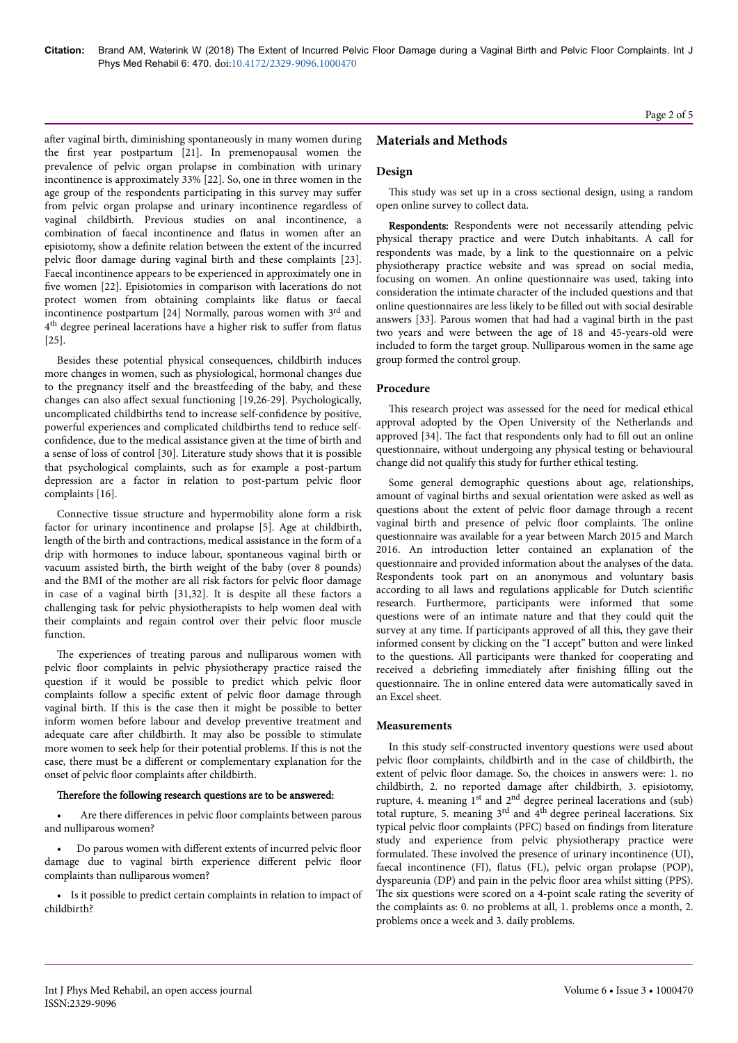after vaginal birth, diminishing spontaneously in many women during the first year postpartum [21]. In premenopausal women the prevalence of pelvic organ prolapse in combination with urinary incontinence is approximately 33% [22]. So, one in three women in the age group of the respondents participating in this survey may suffer from pelvic organ prolapse and urinary incontinence regardless of vaginal childbirth. Previous studies on anal incontinence, a combination of faecal incontinence and flatus in women after an episiotomy, show a definite relation between the extent of the incurred pelvic floor damage during vaginal birth and these complaints [23]. Faecal incontinence appears to be experienced in approximately one in five women [22]. Episiotomies in comparison with lacerations do not protect women from obtaining complaints like flatus or faecal incontinence postpartum [24] Normally, parous women with 3rd and 4th degree perineal lacerations have a higher risk to suffer from flatus [25].

Besides these potential physical consequences, childbirth induces more changes in women, such as physiological, hormonal changes due to the pregnancy itself and the breastfeeding of the baby, and these changes can also affect sexual functioning [19,26-29]. Psychologically, uncomplicated childbirths tend to increase self-confidence by positive, powerful experiences and complicated childbirths tend to reduce self-confidence, due to the medical assistance given at the time of birth and a sense of loss of control [30]. Literature study shows that it is possible that psychological complaints, such as for example a post-partum depression are a factor in relation to post-partum pelvic floor complaints [16].

Connective tissue structure and hypermobility alone form a risk factor for urinary incontinence and prolapse [5]. Age at childbirth, length of the birth and contractions, medical assistance in the form of a drip with hormones to induce labour, spontaneous vaginal birth or vacuum assisted birth, the birth weight of the baby (over 8 pounds) and the BMI of the mother are all risk factors for pelvic floor damage in case of a vaginal birth [31,32]. It is despite all these factors a challenging task for pelvic physiotherapists to help women deal with their complaints and regain control over their pelvic floor muscle function.

The experiences of treating parous and nulliparous women with pelvic floor complaints in pelvic physiotherapy practice raised the question if it would be possible to predict which pelvic floor complaints follow a specific extent of pelvic floor damage through vaginal birth. If this is the case then it might be possible to better inform women before labour and develop preventive treatment and adequate care after childbirth. It may also be possible to stimulate more women to seek help for their potential problems. If this is not the case, there must be a different or complementary explanation for the onset of pelvic floor complaints after childbirth.

**Therefore the following research questions are to be answered:**

- Are there differences in pelvic floor complaints between parous and nulliparous women?
- Do parous women with different extents of incurred pelvic floor damage due to vaginal birth experience different pelvic floor complaints than nulliparous women?
- Is it possible to predict certain complaints in relation to impact of childbirth?

## Materials and Methods

### Design

This study was set up in a cross sectional design, using a random open online survey to collect data.

**Respondents:** Respondents were not necessarily attending pelvic physical therapy practice and were Dutch inhabitants. A call for respondents was made, by a link to the questionnaire on a pelvic physiotherapy practice website and was spread on social media, focusing on women. An online questionnaire was used, taking into consideration the intimate character of the included questions and that online questionnaires are less likely to be filled out with social desirable answers [33]. Parous women that had had a vaginal birth in the past two years and were between the age of 18 and 45-years-old were included to form the target group. Nulliparous women in the same age group formed the control group.

### Procedure

This research project was assessed for the need for medical ethical approval adopted by the Open University of the Netherlands and approved [34]. The fact that respondents only had to fill out an online questionnaire, without undergoing any physical testing or behavioural change did not qualify this study for further ethical testing.

Some general demographic questions about age, relationships, amount of vaginal births and sexual orientation were asked as well as questions about the extent of pelvic floor damage through a recent vaginal birth and presence of pelvic floor complaints. The online questionnaire was available for a year between March 2015 and March 2016. An introduction letter contained an explanation of the questionnaire and provided information about the analyses of the data. Respondents took part on an anonymous and voluntary basis according to all laws and regulations applicable for Dutch scientific research. Furthermore, participants were informed that some questions were of an intimate nature and that they could quit the survey at any time. If participants approved of all this, they gave their informed consent by clicking on the "I accept" button and were linked to the questions. All participants were thanked for cooperating and received a debriefing immediately after finishing filling out the questionnaire. The in online entered data were automatically saved in an Excel sheet.

### Measurements

In this study self-constructed inventory questions were used about pelvic floor complaints, childbirth and in the case of childbirth, the extent of pelvic floor damage. So, the choices in answers were: 1. no childbirth, 2. no reported damage after childbirth, 3. episiotomy, rupture, 4. meaning 1st and 2nd degree perineal lacerations and (sub) total rupture, 5. meaning 3rd and 4th degree perineal lacerations. Six typical pelvic floor complaints (PFC) based on findings from literature study and experience from pelvic physiotherapy practice were formulated. These involved the presence of urinary incontinence (UI), faecal incontinence (FI), flatus (FL), pelvic organ prolapse (POP), dyspareunia (DP) and pain in the pelvic floor area whilst sitting (PPS). The six questions were scored on a 4-point scale rating the severity of the complaints as: 0. no problems at all, 1. problems once a month, 2. problems once a week and 3. daily problems.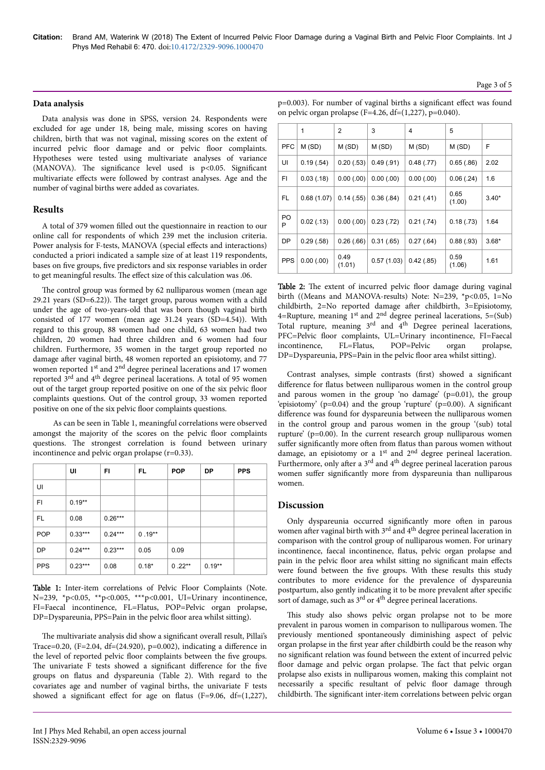## Data analysis

Data analysis was done in SPSS, version 24. Respondents were excluded for age under 18, being male, missing scores on having children, birth that was not vaginal, missing scores on the extent of incurred pelvic floor damage and or pelvic floor complaints. Hypotheses were tested using multivariate analyses of variance (MANOVA). The significance level used is $p<0.05$. Significant multivariate effects were followed by contrast analyses. Age and the number of vaginal births were added as covariates.

## Results

A total of 379 women filled out the questionnaire in reaction to our online call for respondents of which 239 met the inclusion criteria. Power analysis for F-tests, MANOVA (special effects and interactions) conducted a priori indicated a sample size of at least 119 respondents, bases on five groups, five predictors and six response variables in order to get meaningful results. The effect size of this calculation was .06.

The control group was formed by 62 nulliparous women (mean age 29.21 years (SD=6.22)). The target group, parous women with a child under the age of two-years-old that was born though vaginal birth consisted of 177 women (mean age 31.24 years (SD=4.54)). With regard to this group, 88 women had one child, 63 women had two children, 20 women had three children and 6 women had four children. Furthermore, 35 women in the target group reported no damage after vaginal birth, 48 women reported an episiotomy, and 77 women reported 1st and 2nd degree perineal lacerations and 17 women reported 3rd and 4th degree perineal lacerations. A total of 95 women out of the target group reported positive on one of the six pelvic floor complaints questions. Out of the control group, 33 women reported positive on one of the six pelvic floor complaints questions.

As can be seen in Table 1, meaningful correlations were observed amongst the majority of the scores on the pelvic floor complaints questions. The strongest correlation is found between urinary incontinence and pelvic organ prolapse (r=0.33).

| | UI | FI | FL | POP | DP | PPS |
|---|---|---|---|---|---|---|
| UI | | | | | | |
| FI | 0.19** | | | | | |
| FL | 0.08 | 0.26*** | | | | |
| POP | 0.33*** | 0.24*** | 0 .19** | | | |
| DP | 0.24*** | 0.23*** | 0.05 | 0.09 | | |
| PPS | 0.23*** | 0.08 | 0.18* | 0 .22** | 0.19** | |

**Table 1:** Inter-item correlations of Pelvic Floor Complaints (Note. N=239, *$p<0.05$, **$p<0.005$, ***$p<0.001$, UI=Urinary incontinence, FI=Faecal incontinence, FL=Flatus, POP=Pelvic organ prolapse, DP=Dyspareunia, PPS=Pain in the pelvic floor area whilst sitting).

The multivariate analysis did show a significant overall result, Pillai's Trace=0.20, (F=2.04, df=(24.920), p=0.002), indicating a difference in the level of reported pelvic floor complaints between the five groups. The univariate F tests showed a significant difference for the five groups on flatus and dyspareunia (Table 2). With regard to the covariates age and number of vaginal births, the univariate F tests showed a significant effect for age on flatus (F=9.06, df=(1,227), p=0.003). For number of vaginal births a significant effect was found on pelvic organ prolapse (F=4.26, df=(1,227), p=0.040).

| | 1 | 2 | 3 | 4 | 5 | |
|---|---|---|---|---|---|---|
| PFC | M (SD) | M (SD) | M (SD) | M (SD) | M (SD) | F |
| UI | 0.19 (.54) | 0.20 (.53) | 0.49 (.91) | 0.48 (.77) | 0.65 (.86) | 2.02 |
| FI | 0.03 (.18) | 0.00 (.00) | 0.00 (.00) | 0.00 (.00) | 0.06 (.24) | 1.6 |
| FL | 0.68 (1.07) | 0.14 (.55) | 0.36 (.84) | 0.21 (.41) | 0.65 (1.00) | 3.40* |
| POP | 0.02 (.13) | 0.00 (.00) | 0.23 (.72) | 0.21 (.74) | 0.18 (.73) | 1.64 |
| DP | 0.29 (.58) | 0.26 (.66) | 0.31 (.65) | 0.27 (.64) | 0.88 (.93) | 3.68* |
| PPS | 0.00 (.00) | 0.49 (1.01) | 0.57 (1.03) | 0.42 (.85) | 0.59 (1.06) | 1.61 |

**Table 2:** The extent of incurred pelvic floor damage during vaginal birth ((Means and MANOVA-results) Note: N=239, *$p<0.05$, 1=No childbirth, 2=No reported damage after childbirth, 3=Episiotomy, 4=Rupture, meaning 1st and 2nd degree perineal lacerations, 5=(Sub) Total rupture, meaning 3rd and 4th Degree perineal lacerations, PFC=Pelvic floor complaints, UL=Urinary incontinence, FI=Faecal incontinence, FL=Flatus, POP=Pelvic organ prolapse, DP=Dyspareunia, PPS=Pain in the pelvic floor area whilst sitting).

Contrast analyses, simple contrasts (first) showed a significant difference for flatus between nulliparous women in the control group and parous women in the group 'no damage' (p=0.01), the group 'episiotomy' (p=0.04) and the group 'rupture' (p=0.00). A significant difference was found for dyspareunia between the nulliparous women in the control group and parous women in the group '(sub) total rupture' (p=0.00). In the current research group nulliparous women suffer significantly more often from flatus than parous women without damage, an episiotomy or a 1st and 2nd degree perineal laceration. Furthermore, only after a 3rd and 4th degree perineal laceration parous women suffer significantly more from dyspareunia than nulliparous women.

## Discussion

Only dyspareunia occurred significantly more often in parous women after vaginal birth with 3rd and 4th degree perineal laceration in comparison with the control group of nulliparous women. For urinary incontinence, faecal incontinence, flatus, pelvic organ prolapse and pain in the pelvic floor area whilst sitting no significant main effects were found between the five groups. With these results this study contributes to more evidence for the prevalence of dyspareunia postpartum, also gently indicating it to be more prevalent after specific sort of damage, such as 3rd or 4th degree perineal lacerations.

This study also shows pelvic organ prolapse not to be more prevalent in parous women in comparison to nulliparous women. The previously mentioned spontaneously diminishing aspect of pelvic organ prolapse in the first year after childbirth could be the reason why no significant relation was found between the extent of incurred pelvic floor damage and pelvic organ prolapse. The fact that pelvic organ prolapse also exists in nulliparous women, making this complaint not necessarily a specific resultant of pelvic floor damage through childbirth. The significant inter-item correlations between pelvic organ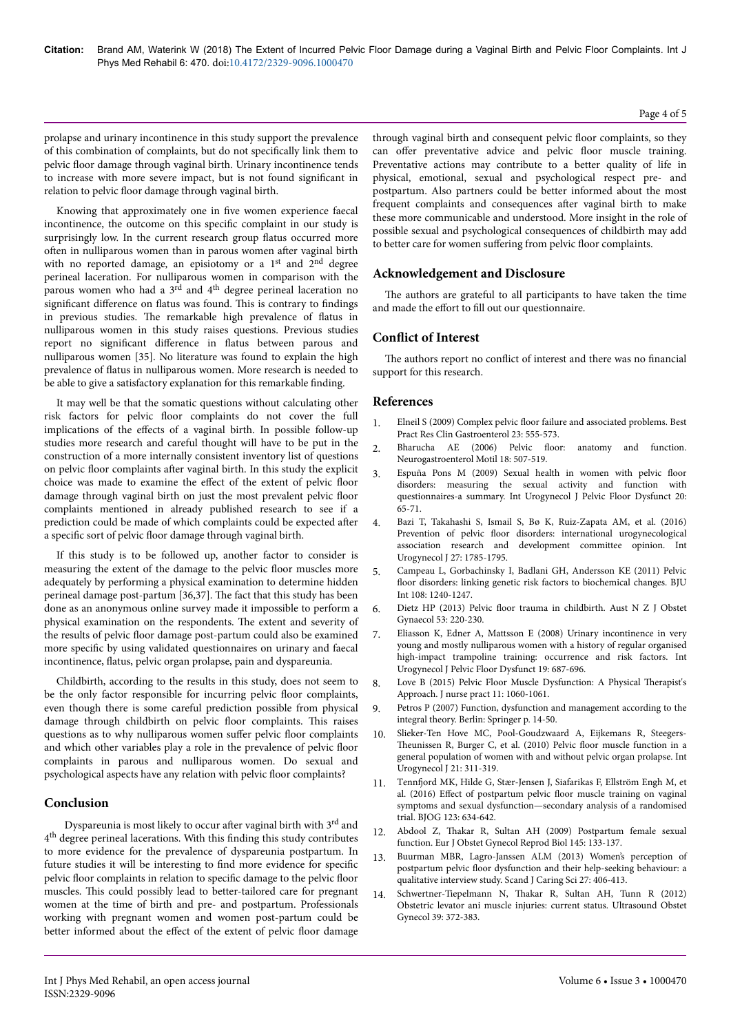prolapse and urinary incontinence in this study support the prevalence of this combination of complaints, but do not specifically link them to pelvic floor damage through vaginal birth. Urinary incontinence tends to increase with more severe impact, but is not found significant in relation to pelvic floor damage through vaginal birth.

Knowing that approximately one in five women experience faecal incontinence, the outcome on this specific complaint in our study is surprisingly low. In the current research group flatus occurred more often in nulliparous women than in parous women after vaginal birth with no reported damage, an episiotomy or a 1st and 2nd degree perineal laceration. For nulliparous women in comparison with the parous women who had a 3rd and 4th degree perineal laceration no significant difference on flatus was found. This is contrary to findings in previous studies. The remarkable high prevalence of flatus in nulliparous women in this study raises questions. Previous studies report no significant difference in flatus between parous and nulliparous women [35]. No literature was found to explain the high prevalence of flatus in nulliparous women. More research is needed to be able to give a satisfactory explanation for this remarkable finding.

It may well be that the somatic questions without calculating other risk factors for pelvic floor complaints do not cover the full implications of the effects of a vaginal birth. In possible follow-up studies more research and careful thought will have to be put in the construction of a more internally consistent inventory list of questions on pelvic floor complaints after vaginal birth. In this study the explicit choice was made to examine the effect of the extent of pelvic floor damage through vaginal birth on just the most prevalent pelvic floor complaints mentioned in already published research to see if a prediction could be made of which complaints could be expected after a specific sort of pelvic floor damage through vaginal birth.

If this study is to be followed up, another factor to consider is measuring the extent of the damage to the pelvic floor muscles more adequately by performing a physical examination to determine hidden perineal damage post-partum [36,37]. The fact that this study has been done as an anonymous online survey made it impossible to perform a physical examination on the respondents. The extent and severity of the results of pelvic floor damage post-partum could also be examined more specific by using validated questionnaires on urinary and faecal incontinence, flatus, pelvic organ prolapse, pain and dyspareunia.

Childbirth, according to the results in this study, does not seem to be the only factor responsible for incurring pelvic floor complaints, even though there is some careful prediction possible from physical damage through childbirth on pelvic floor complaints. This raises questions as to why nulliparous women suffer pelvic floor complaints and which other variables play a role in the prevalence of pelvic floor complaints in parous and nulliparous women. Do sexual and psychological aspects have any relation with pelvic floor complaints?

## Conclusion

Dyspareunia is most likely to occur after vaginal birth with 3rd and 4th degree perineal lacerations. With this finding this study contributes to more evidence for the prevalence of dyspareunia postpartum. In future studies it will be interesting to find more evidence for specific pelvic floor complaints in relation to specific damage to the pelvic floor muscles. This could possibly lead to better-tailored care for pregnant women at the time of birth and pre- and postpartum. Professionals working with pregnant women and women post-partum could be better informed about the effect of the extent of pelvic floor damage through vaginal birth and consequent pelvic floor complaints, so they can offer preventative advice and pelvic floor muscle training. Preventative actions may contribute to a better quality of life in physical, emotional, sexual and psychological respect pre- and postpartum. Also partners could be better informed about the most frequent complaints and consequences after vaginal birth to make these more communicable and understood. More insight in the role of possible sexual and psychological consequences of childbirth may add to better care for women suffering from pelvic floor complaints.

## Acknowledgement and Disclosure

The authors are grateful to all participants to have taken the time and made the effort to fill out our questionnaire.

## Conflict of Interest

The authors report no conflict of interest and there was no financial support for this research.

## References

1. Elneil S (2009) Complex pelvic floor failure and associated problems. Best Pract Res Clin Gastroenterol 23: 555-573.
2. Bharucha AE (2006) Pelvic floor: anatomy and function. Neurogastroenterol Motil 18: 507-519.
3. Espuña Pons M (2009) Sexual health in women with pelvic floor disorders: measuring the sexual activity and function with questionnaires-a summary. Int Urogynecol J Pelvic Floor Dysfunct 20: 65-71.
4. Bazi T, Takahashi S, Ismail S, Bø K, Ruiz-Zapata AM, et al. (2016) Prevention of pelvic floor disorders: international urogynecological association research and development committee opinion. Int Urogynecol J 27: 1785-1795.
5. Campeau L, Gorbachinsky I, Badlani GH, Andersson KE (2011) Pelvic floor disorders: linking genetic risk factors to biochemical changes. BJU Int 108: 1240-1247.
6. Dietz HP (2013) Pelvic floor trauma in childbirth. Aust N Z J Obstet Gynaecol 53: 220-230.
7. Eliasson K, Edner A, Mattsson E (2008) Urinary incontinence in very young and mostly nulliparous women with a history of regular organised high-impact trampoline training: occurrence and risk factors. Int Urogynecol J Pelvic Floor Dysfunct 19: 687-696.
8. Love B (2015) Pelvic Floor Muscle Dysfunction: A Physical Therapist's Approach. J nurse pract 11: 1060-1061.
9. Petros P (2007) Function, dysfunction and management according to the integral theory. Berlin: Springer p. 14-50.
10. Slieker-Ten Hove MC, Pool-Goudzwaard A, Eijkemans R, Steegers-Theunissen R, Burger C, et al. (2010) Pelvic floor muscle function in a general population of women with and without pelvic organ prolapse. Int Urogynecol J 21: 311-319.
11. Tennfjord MK, Hilde G, Stær-Jensen J, Siafarikas F, Ellström Engh M, et al. (2016) Effect of postpartum pelvic floor muscle training on vaginal symptoms and sexual dysfunction—secondary analysis of a randomised trial. BJOG 123: 634-642.
12. Abdool Z, Thakar R, Sultan AH (2009) Postpartum female sexual function. Eur J Obstet Gynecol Reprod Biol 145: 133-137.
13. Buurman MBR, Lagro-Janssen ALM (2013) Women's perception of postpartum pelvic floor dysfunction and their help-seeking behaviour: a qualitative interview study. Scand J Caring Sci 27: 406-413.
14. Schwertner-Tiepelmann N, Thakar R, Sultan AH, Tunn R (2012) Obstetric levator ani muscle injuries: current status. Ultrasound Obstet Gynecol 39: 372-383.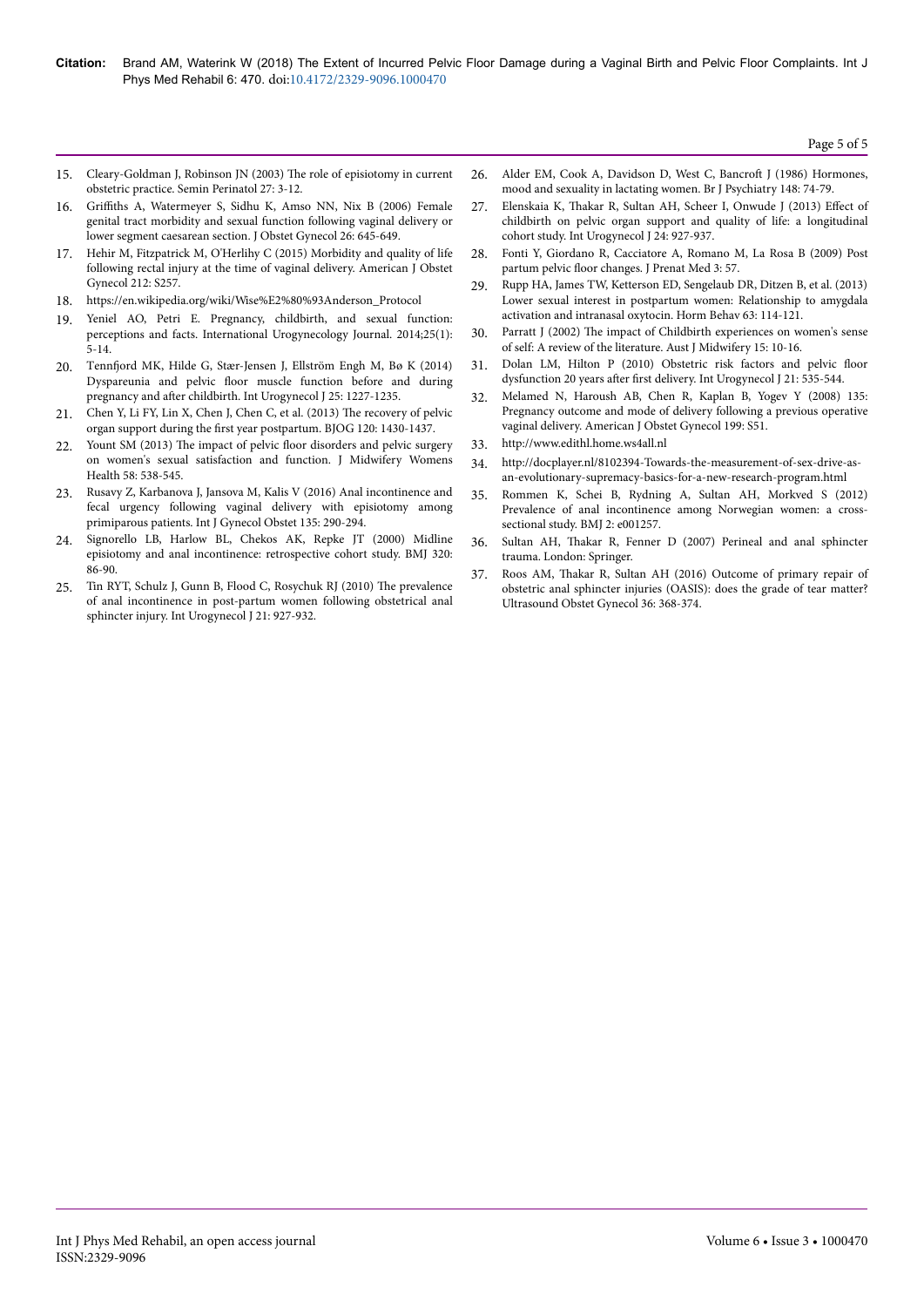15. Cleary-Goldman J, Robinson JN (2003) The role of episiotomy in current obstetric practice. Semin Perinatol 27: 3-12.
16. Griffiths A, Watermeyer S, Sidhu K, Amso NN, Nix B (2006) Female genital tract morbidity and sexual function following vaginal delivery or lower segment caesarean section. J Obstet Gynecol 26: 645-649.
17. Hehir M, Fitzpatrick M, O'Herlihy C (2015) Morbidity and quality of life following rectal injury at the time of vaginal delivery. American J Obstet Gynecol 212: S257.
18. https://en.wikipedia.org/wiki/Wise%E2%80%93Anderson_Protocol
19. Yeniel AO, Petri E. Pregnancy, childbirth, and sexual function: perceptions and facts. International Urogynecology Journal. 2014;25(1): 5-14.
20. Tennfjord MK, Hilde G, Stær-Jensen J, Ellström Engh M, Bø K (2014) Dyspareunia and pelvic floor muscle function before and during pregnancy and after childbirth. Int Urogynecol J 25: 1227-1235.
21. Chen Y, Li FY, Lin X, Chen J, Chen C, et al. (2013) The recovery of pelvic organ support during the first year postpartum. BJOG 120: 1430-1437.
22. Yount SM (2013) The impact of pelvic floor disorders and pelvic surgery on women's sexual satisfaction and function. J Midwifery Womens Health 58: 538-545.
23. Rusavy Z, Karbanova J, Jansova M, Kalis V (2016) Anal incontinence and fecal urgency following vaginal delivery with episiotomy among primiparous patients. Int J Gynecol Obstet 135: 290-294.
24. Signorello LB, Harlow BL, Chekos AK, Repke JT (2000) Midline episiotomy and anal incontinence: retrospective cohort study. BMJ 320: 86-90.
25. Tin RYT, Schulz J, Gunn B, Flood C, Rosychuk RJ (2010) The prevalence of anal incontinence in post-partum women following obstetrical anal sphincter injury. Int Urogynecol J 21: 927-932.
26. Alder EM, Cook A, Davidson D, West C, Bancroft J (1986) Hormones, mood and sexuality in lactating women. Br J Psychiatry 148: 74-79.
27. Elenskaia K, Thakar R, Sultan AH, Scheer I, Onwude J (2013) Effect of childbirth on pelvic organ support and quality of life: a longitudinal cohort study. Int Urogynecol J 24: 927-937.
28. Fonti Y, Giordano R, Cacciatore A, Romano M, La Rosa B (2009) Post partum pelvic floor changes. J Prenat Med 3: 57.
29. Rupp HA, James TW, Ketterson ED, Sengelaub DR, Ditzen B, et al. (2013) Lower sexual interest in postpartum women: Relationship to amygdala activation and intranasal oxytocin. Horm Behav 63: 114-121.
30. Parratt J (2002) The impact of Childbirth experiences on women's sense of self: A review of the literature. Aust J Midwifery 15: 10-16.
31. Dolan LM, Hilton P (2010) Obstetric risk factors and pelvic floor dysfunction 20 years after first delivery. Int Urogynecol J 21: 535-544.
32. Melamed N, Haroush AB, Chen R, Kaplan B, Yogev Y (2008) 135: Pregnancy outcome and mode of delivery following a previous operative vaginal delivery. American J Obstet Gynecol 199: S51.
33. http://www.edithl.home.ws4all.nl
34. http://docplayer.nl/8102394-Towards-the-measurement-of-sex-drive-as-an-evolutionary-supremacy-basics-for-a-new-research-program.html
35. Rommen K, Schei B, Rydning A, Sultan AH, Morkved S (2012) Prevalence of anal incontinence among Norwegian women: a cross-sectional study. BMJ 2: e001257.
36. Sultan AH, Thakar R, Fenner D (2007) Perineal and anal sphincter trauma. London: Springer.
37. Roos AM, Thakar R, Sultan AH (2016) Outcome of primary repair of obstetric anal sphincter injuries (OASIS): does the grade of tear matter? Ultrasound Obstet Gynecol 36: 368-374.